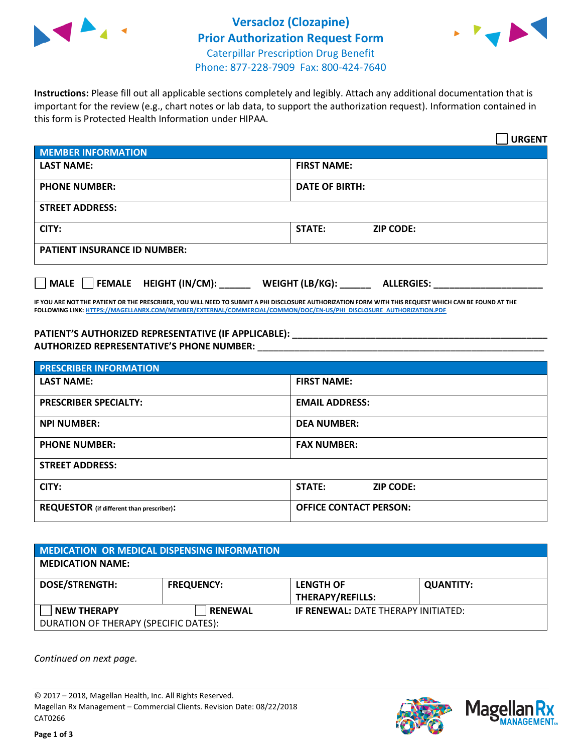# Versacloz (Clozapine) Prior Authorization Request Form

Caterpillar Prescription Drug Benefit
Phone: 877-228-7909 Fax: 800-424-7640

**Instructions:** Please fill out all applicable sections completely and legibly. Attach any additional documentation that is important for the review (e.g., chart notes or lab data, to support the authorization request). Information contained in this form is Protected Health Information under HIPAA.

☐ **URGENT**

| MEMBER INFORMATION | |
|---|---|
| **LAST NAME:** | **FIRST NAME:** |
| **PHONE NUMBER:** | **DATE OF BIRTH:** |
| **STREET ADDRESS:** | |
| **CITY:** | **STATE:** **ZIP CODE:** |
| **PATIENT INSURANCE ID NUMBER:** | |

☐ **MALE** ☐ **FEMALE** **HEIGHT (IN/CM):** ______ **WEIGHT (LB/KG):** ______ **ALLERGIES:** ____________________

**IF YOU ARE NOT THE PATIENT OR THE PRESCRIBER, YOU WILL NEED TO SUBMIT A PHI DISCLOSURE AUTHORIZATION FORM WITH THIS REQUEST WHICH CAN BE FOUND AT THE FOLLOWING LINK: HTTPS://MAGELLANRX.COM/MEMBER/EXTERNAL/COMMERCIAL/COMMON/DOC/EN-US/PHI_DISCLOSURE_AUTHORIZATION.PDF**

**PATIENT'S AUTHORIZED REPRESENTATIVE (IF APPLICABLE):** ____________________________________________
**AUTHORIZED REPRESENTATIVE'S PHONE NUMBER:** ____________________________________________

| PRESCRIBER INFORMATION | |
|---|---|
| **LAST NAME:** | **FIRST NAME:** |
| **PRESCRIBER SPECIALTY:** | **EMAIL ADDRESS:** |
| **NPI NUMBER:** | **DEA NUMBER:** |
| **PHONE NUMBER:** | **FAX NUMBER:** |
| **STREET ADDRESS:** | |
| **CITY:** | **STATE:** **ZIP CODE:** |
| **REQUESTOR** (if different than prescriber)**:** | **OFFICE CONTACT PERSON:** |

| MEDICATION OR MEDICAL DISPENSING INFORMATION | | | |
|---|---|---|---|
| **MEDICATION NAME:** | | | |
| **DOSE/STRENGTH:** | **FREQUENCY:** | **LENGTH OF THERAPY/REFILLS:** | **QUANTITY:** |
| ☐ **NEW THERAPY** | ☐ **RENEWAL** | **IF RENEWAL:** DATE THERAPY INITIATED: | |
| DURATION OF THERAPY (SPECIFIC DATES): | | | |

*Continued on next page.*

© 2017 – 2018, Magellan Health, Inc. All Rights Reserved.
Magellan Rx Management – Commercial Clients. Revision Date: 08/22/2018
CAT0266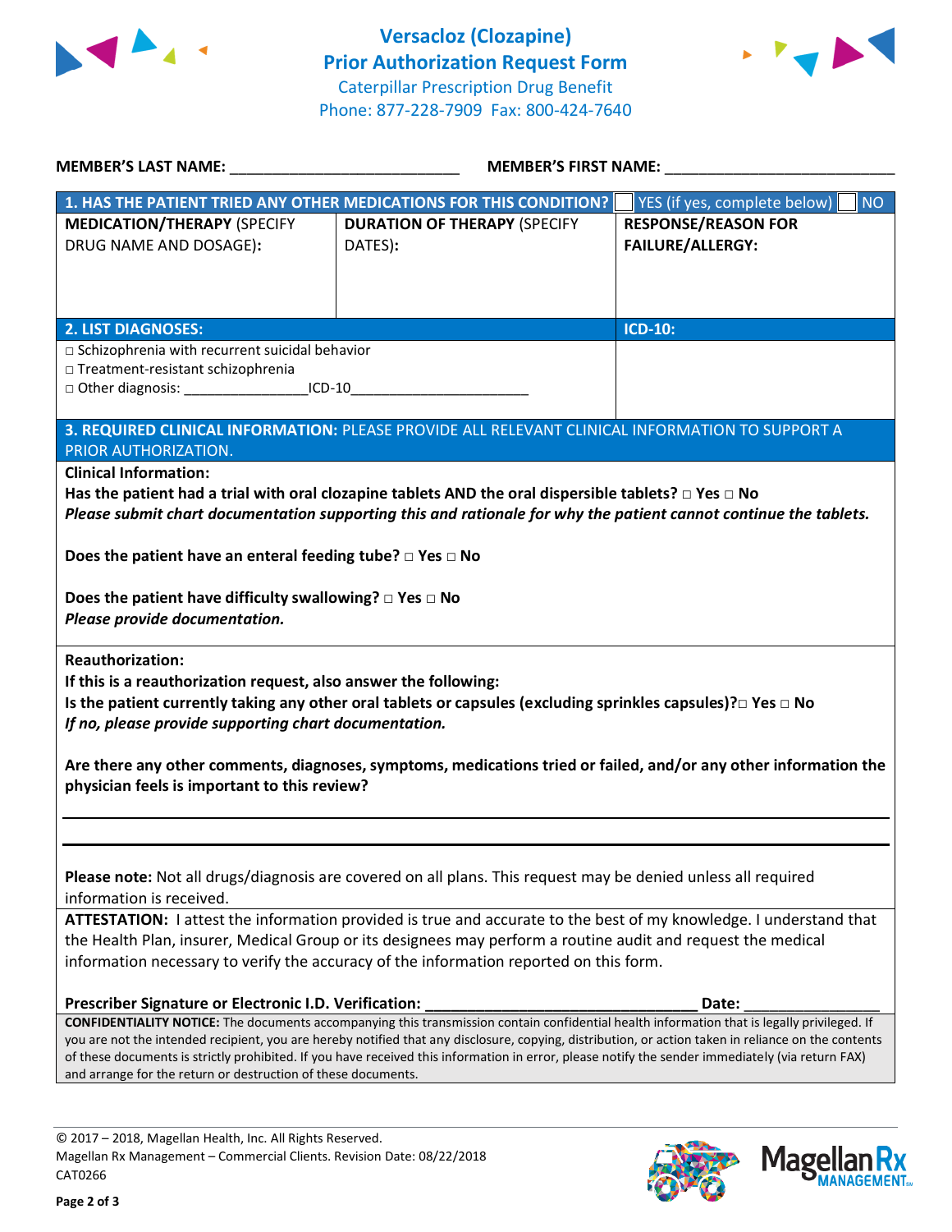# Versacloz (Clozapine) Prior Authorization Request Form

Caterpillar Prescription Drug Benefit
Phone: 877-228-7909 Fax: 800-424-7640

**MEMBER'S LAST NAME:** ___________________________ **MEMBER'S FIRST NAME:** ___________________________

| **1. HAS THE PATIENT TRIED ANY OTHER MEDICATIONS FOR THIS CONDITION?** | | ☐ YES (if yes, complete below) ☐ NO |
|---|---|---|
| **MEDICATION/THERAPY** (SPECIFY DRUG NAME AND DOSAGE): | **DURATION OF THERAPY** (SPECIFY DATES): | **RESPONSE/REASON FOR FAILURE/ALLERGY:** |
| | | |

| **2. LIST DIAGNOSES:** | **ICD-10:** |
|---|---|
| □ Schizophrenia with recurrent suicidal behavior<br>□ Treatment-resistant schizophrenia<br>□ Other diagnosis: _______________ICD-10_____________________ | |

**3. REQUIRED CLINICAL INFORMATION:** PLEASE PROVIDE ALL RELEVANT CLINICAL INFORMATION TO SUPPORT A PRIOR AUTHORIZATION.

**Clinical Information:**

**Has the patient had a trial with oral clozapine tablets AND the oral dispersible tablets?** □ **Yes** □ **No**
***Please submit chart documentation supporting this and rationale for why the patient cannot continue the tablets.***

**Does the patient have an enteral feeding tube?** □ **Yes** □ **No**

**Does the patient have difficulty swallowing?** □ **Yes** □ **No**
***Please provide documentation.***

**Reauthorization:**
**If this is a reauthorization request, also answer the following:**
**Is the patient currently taking any other oral tablets or capsules (excluding sprinkles capsules)?**□ **Yes** □ **No**
***If no, please provide supporting chart documentation.***

**Are there any other comments, diagnoses, symptoms, medications tried or failed, and/or any other information the physician feels is important to this review?**

_______________________________________________________________________________

_______________________________________________________________________________

**Please note:** Not all drugs/diagnosis are covered on all plans. This request may be denied unless all required information is received.

**ATTESTATION:** I attest the information provided is true and accurate to the best of my knowledge. I understand that the Health Plan, insurer, Medical Group or its designees may perform a routine audit and request the medical information necessary to verify the accuracy of the information reported on this form.

**Prescriber Signature or Electronic I.D. Verification:** ________________________________ **Date:** ________________

**CONFIDENTIALITY NOTICE:** The documents accompanying this transmission contain confidential health information that is legally privileged. If you are not the intended recipient, you are hereby notified that any disclosure, copying, distribution, or action taken in reliance on the contents of these documents is strictly prohibited. If you have received this information in error, please notify the sender immediately (via return FAX) and arrange for the return or destruction of these documents.

© 2017 – 2018, Magellan Health, Inc. All Rights Reserved.
Magellan Rx Management – Commercial Clients. Revision Date: 08/22/2018
CAT0266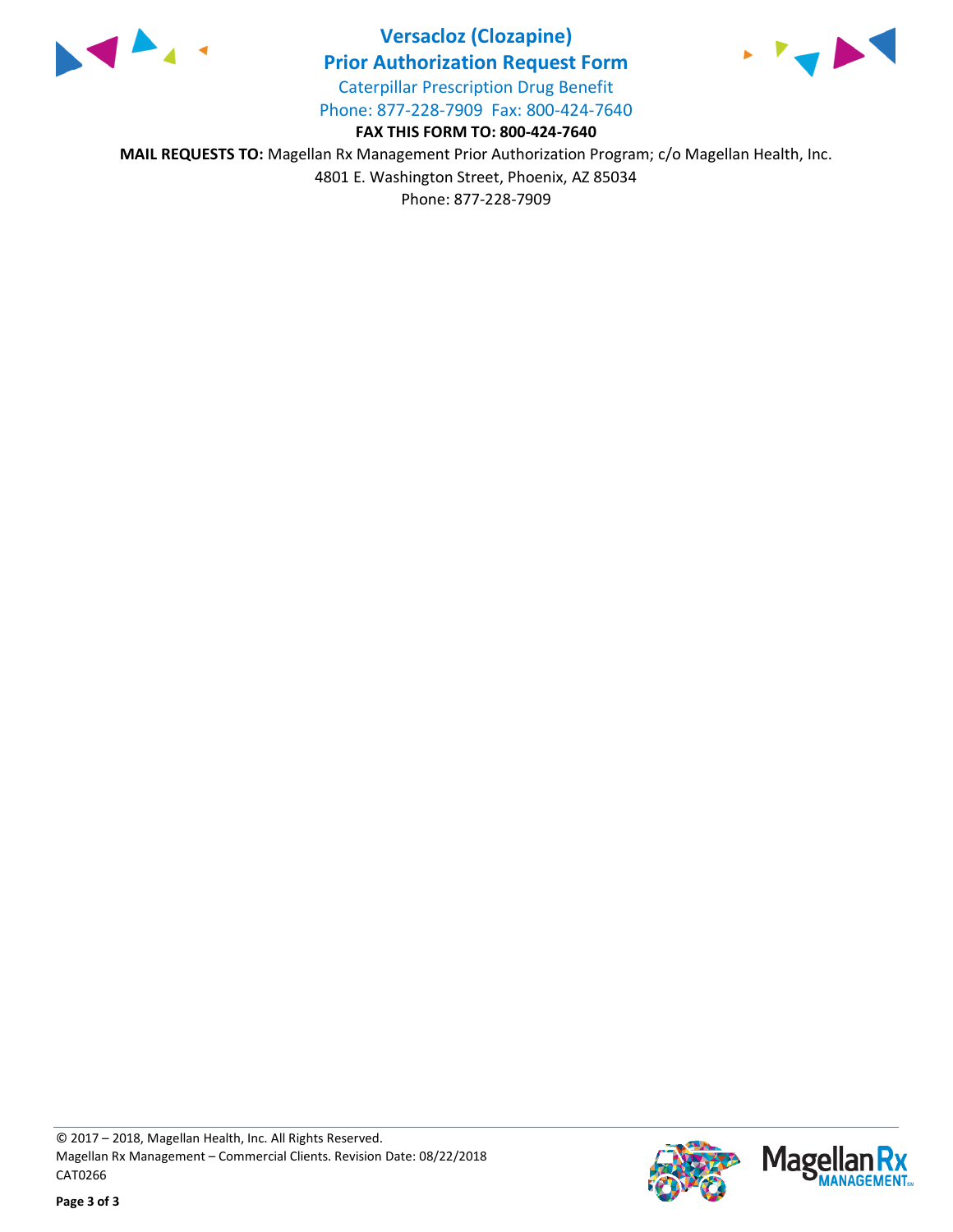# Versacloz (Clozapine)
# Prior Authorization Request Form

Caterpillar Prescription Drug Benefit

Phone: 877-228-7909 Fax: 800-424-7640

**FAX THIS FORM TO: 800-424-7640**

**MAIL REQUESTS TO:** Magellan Rx Management Prior Authorization Program; c/o Magellan Health, Inc.

4801 E. Washington Street, Phoenix, AZ 85034

Phone: 877-228-7909

© 2017 – 2018, Magellan Health, Inc. All Rights Reserved.

Magellan Rx Management – Commercial Clients. Revision Date: 08/22/2018

CAT0266